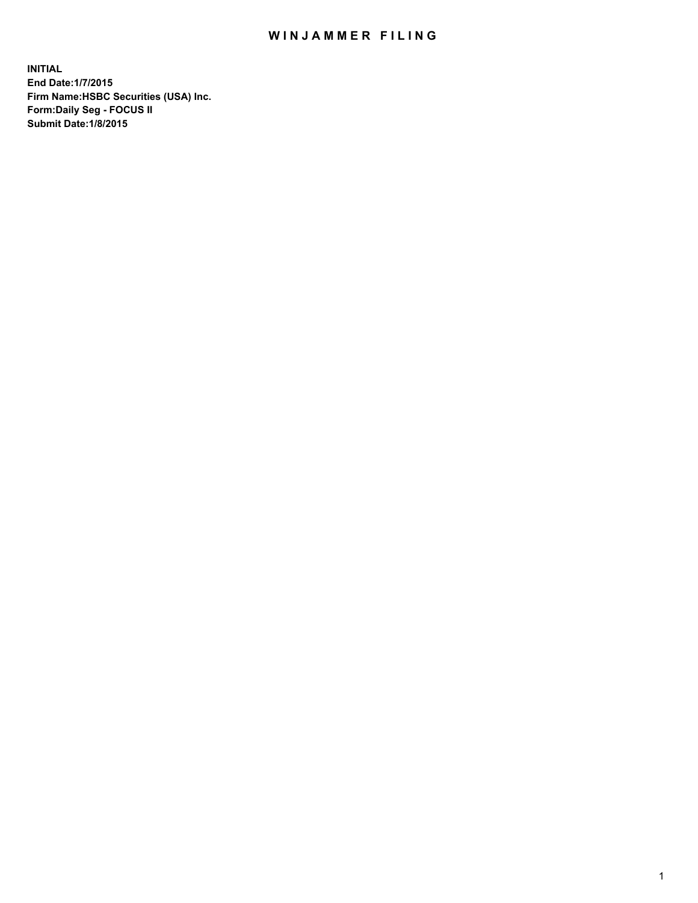# WINJAMMER FILING

**INITIAL**
**End Date:1/7/2015**
**Firm Name:HSBC Securities (USA) Inc.**
**Form:Daily Seg - FOCUS II**
**Submit Date:1/8/2015**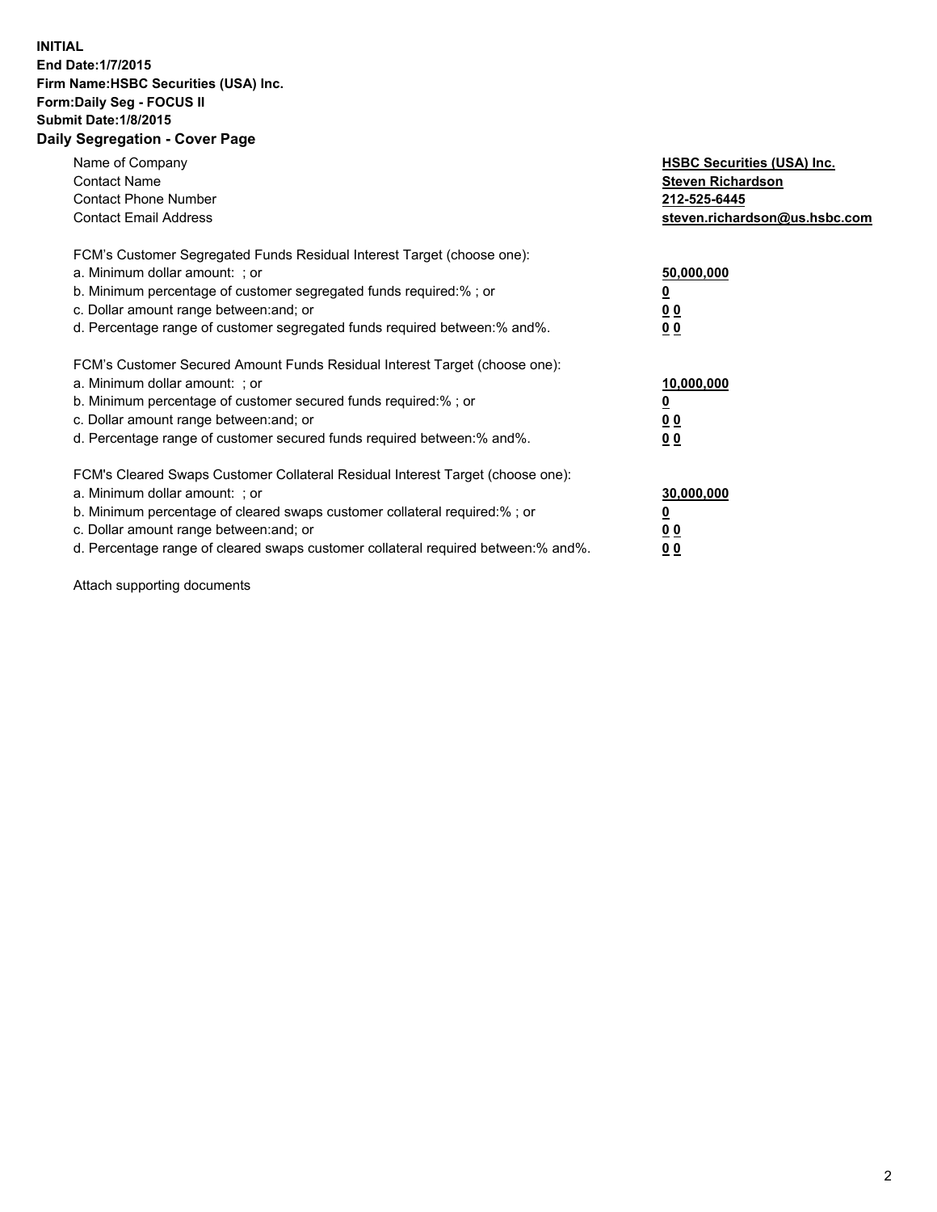**INITIAL**
**End Date:1/7/2015**
**Firm Name:HSBC Securities (USA) Inc.**
**Form:Daily Seg - FOCUS II**
**Submit Date:1/8/2015**

## Daily Segregation - Cover Page

| | |
|---|---|
| Name of Company | **HSBC Securities (USA) Inc.** |
| Contact Name | **Steven Richardson** |
| Contact Phone Number | **212-525-6445** |
| Contact Email Address | **steven.richardson@us.hsbc.com** |

| | |
|---|---|
| FCM's Customer Segregated Funds Residual Interest Target (choose one): | |
| a. Minimum dollar amount: ; or | **50,000,000** |
| b. Minimum percentage of customer segregated funds required:% ; or | **0** |
| c. Dollar amount range between:and; or | **0 0** |
| d. Percentage range of customer segregated funds required between:% and%. | **0 0** |

| | |
|---|---|
| FCM's Customer Secured Amount Funds Residual Interest Target (choose one): | |
| a. Minimum dollar amount: ; or | **10,000,000** |
| b. Minimum percentage of customer secured funds required:% ; or | **0** |
| c. Dollar amount range between:and; or | **0 0** |
| d. Percentage range of customer secured funds required between:% and%. | **0 0** |

| | |
|---|---|
| FCM's Cleared Swaps Customer Collateral Residual Interest Target (choose one): | |
| a. Minimum dollar amount: ; or | **30,000,000** |
| b. Minimum percentage of cleared swaps customer collateral required:% ; or | **0** |
| c. Dollar amount range between:and; or | **0 0** |
| d. Percentage range of cleared swaps customer collateral required between:% and%. | **0 0** |

Attach supporting documents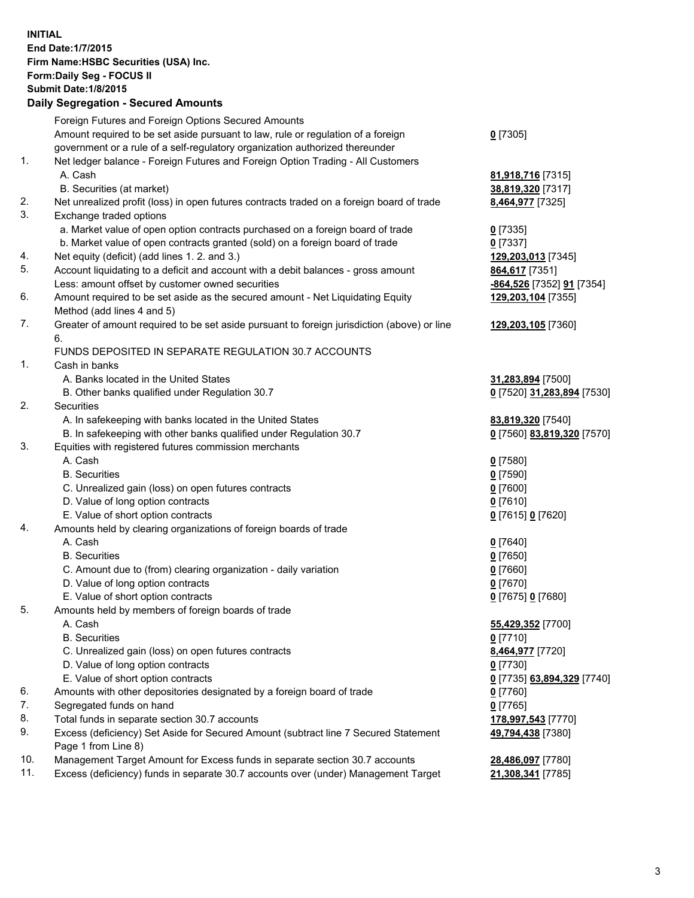**INITIAL**
**End Date:1/7/2015**
**Firm Name:HSBC Securities (USA) Inc.**
**Form:Daily Seg - FOCUS II**
**Submit Date:1/8/2015**

**Daily Segregation - Secured Amounts**

| | | |
|---|---|---|
| | Foreign Futures and Foreign Options Secured Amounts | |
| | Amount required to be set aside pursuant to law, rule or regulation of a foreign government or a rule of a self-regulatory organization authorized thereunder | **0** [7305] |
| 1. | Net ledger balance - Foreign Futures and Foreign Option Trading - All Customers | |
| | A. Cash | **81,918,716** [7315] |
| | B. Securities (at market) | **38,819,320** [7317] |
| 2. | Net unrealized profit (loss) in open futures contracts traded on a foreign board of trade | **8,464,977** [7325] |
| 3. | Exchange traded options | |
| | a. Market value of open option contracts purchased on a foreign board of trade | **0** [7335] |
| | b. Market value of open contracts granted (sold) on a foreign board of trade | **0** [7337] |
| 4. | Net equity (deficit) (add lines 1. 2. and 3.) | **129,203,013** [7345] |
| 5. | Account liquidating to a deficit and account with a debit balances - gross amount | **864,617** [7351] |
| | Less: amount offset by customer owned securities | **-864,526** [7352] **91** [7354] |
| 6. | Amount required to be set aside as the secured amount - Net Liquidating Equity Method (add lines 4 and 5) | **129,203,104** [7355] |
| 7. | Greater of amount required to be set aside pursuant to foreign jurisdiction (above) or line 6. | **129,203,105** [7360] |
| | FUNDS DEPOSITED IN SEPARATE REGULATION 30.7 ACCOUNTS | |
| 1. | Cash in banks | |
| | A. Banks located in the United States | **31,283,894** [7500] |
| | B. Other banks qualified under Regulation 30.7 | **0** [7520] **31,283,894** [7530] |
| 2. | Securities | |
| | A. In safekeeping with banks located in the United States | **83,819,320** [7540] |
| | B. In safekeeping with other banks qualified under Regulation 30.7 | **0** [7560] **83,819,320** [7570] |
| 3. | Equities with registered futures commission merchants | |
| | A. Cash | **0** [7580] |
| | B. Securities | **0** [7590] |
| | C. Unrealized gain (loss) on open futures contracts | **0** [7600] |
| | D. Value of long option contracts | **0** [7610] |
| | E. Value of short option contracts | **0** [7615] **0** [7620] |
| 4. | Amounts held by clearing organizations of foreign boards of trade | |
| | A. Cash | **0** [7640] |
| | B. Securities | **0** [7650] |
| | C. Amount due to (from) clearing organization - daily variation | **0** [7660] |
| | D. Value of long option contracts | **0** [7670] |
| | E. Value of short option contracts | **0** [7675] **0** [7680] |
| 5. | Amounts held by members of foreign boards of trade | |
| | A. Cash | **55,429,352** [7700] |
| | B. Securities | **0** [7710] |
| | C. Unrealized gain (loss) on open futures contracts | **8,464,977** [7720] |
| | D. Value of long option contracts | **0** [7730] |
| | E. Value of short option contracts | **0** [7735] **63,894,329** [7740] |
| 6. | Amounts with other depositories designated by a foreign board of trade | **0** [7760] |
| 7. | Segregated funds on hand | **0** [7765] |
| 8. | Total funds in separate section 30.7 accounts | **178,997,543** [7770] |
| 9. | Excess (deficiency) Set Aside for Secured Amount (subtract line 7 Secured Statement Page 1 from Line 8) | **49,794,438** [7380] |
| 10. | Management Target Amount for Excess funds in separate section 30.7 accounts | **28,486,097** [7780] |
| 11. | Excess (deficiency) funds in separate 30.7 accounts over (under) Management Target | **21,308,341** [7785] |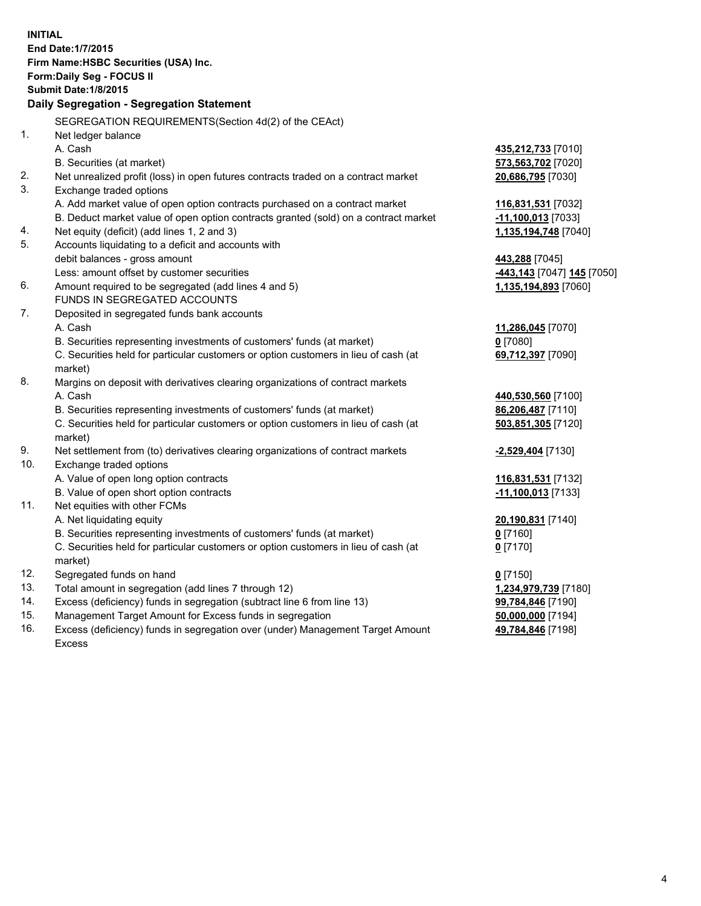**INITIAL**
**End Date:1/7/2015**
**Firm Name:HSBC Securities (USA) Inc.**
**Form:Daily Seg - FOCUS II**
**Submit Date:1/8/2015**

**Daily Segregation - Segregation Statement**

| | | |
|---|---|---|
| | SEGREGATION REQUIREMENTS(Section 4d(2) of the CEAct) | |
| 1. | Net ledger balance | |
| | A. Cash | **435,212,733** [7010] |
| | B. Securities (at market) | **573,563,702** [7020] |
| 2. | Net unrealized profit (loss) in open futures contracts traded on a contract market | **20,686,795** [7030] |
| 3. | Exchange traded options | |
| | A. Add market value of open option contracts purchased on a contract market | **116,831,531** [7032] |
| | B. Deduct market value of open option contracts granted (sold) on a contract market | **-11,100,013** [7033] |
| 4. | Net equity (deficit) (add lines 1, 2 and 3) | **1,135,194,748** [7040] |
| 5. | Accounts liquidating to a deficit and accounts with debit balances - gross amount | **443,288** [7045] |
| | Less: amount offset by customer securities | **-443,143** [7047] **145** [7050] |
| 6. | Amount required to be segregated (add lines 4 and 5) | **1,135,194,893** [7060] |
| | FUNDS IN SEGREGATED ACCOUNTS | |
| 7. | Deposited in segregated funds bank accounts | |
| | A. Cash | **11,286,045** [7070] |
| | B. Securities representing investments of customers' funds (at market) | **0** [7080] |
| | C. Securities held for particular customers or option customers in lieu of cash (at market) | **69,712,397** [7090] |
| 8. | Margins on deposit with derivatives clearing organizations of contract markets | |
| | A. Cash | **440,530,560** [7100] |
| | B. Securities representing investments of customers' funds (at market) | **86,206,487** [7110] |
| | C. Securities held for particular customers or option customers in lieu of cash (at market) | **503,851,305** [7120] |
| 9. | Net settlement from (to) derivatives clearing organizations of contract markets | **-2,529,404** [7130] |
| 10. | Exchange traded options | |
| | A. Value of open long option contracts | **116,831,531** [7132] |
| | B. Value of open short option contracts | **-11,100,013** [7133] |
| 11. | Net equities with other FCMs | |
| | A. Net liquidating equity | **20,190,831** [7140] |
| | B. Securities representing investments of customers' funds (at market) | **0** [7160] |
| | C. Securities held for particular customers or option customers in lieu of cash (at market) | **0** [7170] |
| 12. | Segregated funds on hand | **0** [7150] |
| 13. | Total amount in segregation (add lines 7 through 12) | **1,234,979,739** [7180] |
| 14. | Excess (deficiency) funds in segregation (subtract line 6 from line 13) | **99,784,846** [7190] |
| 15. | Management Target Amount for Excess funds in segregation | **50,000,000** [7194] |
| 16. | Excess (deficiency) funds in segregation over (under) Management Target Amount Excess | **49,784,846** [7198] |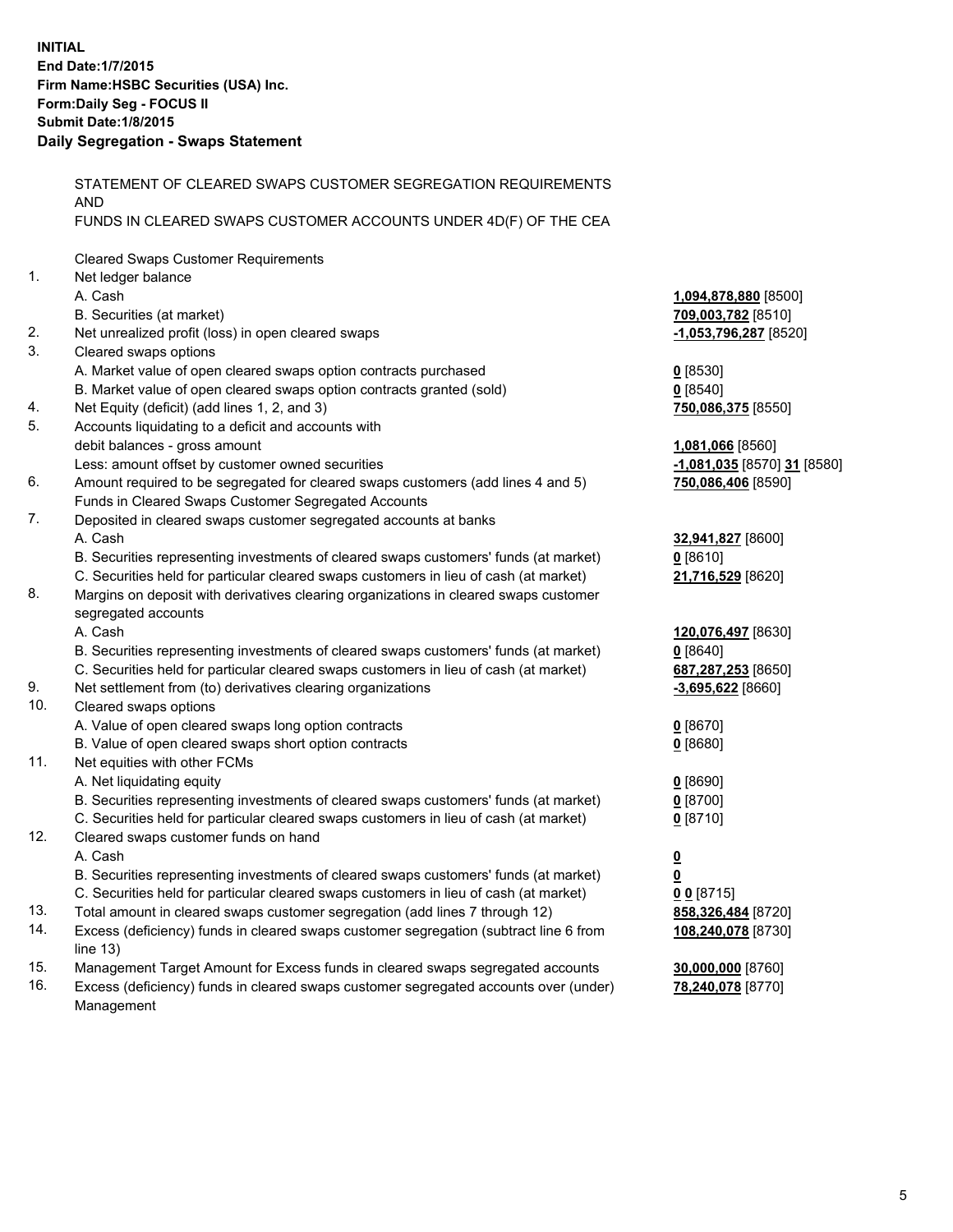**INITIAL**
**End Date:1/7/2015**
**Firm Name:HSBC Securities (USA) Inc.**
**Form:Daily Seg - FOCUS II**
**Submit Date:1/8/2015**
**Daily Segregation - Swaps Statement**

STATEMENT OF CLEARED SWAPS CUSTOMER SEGREGATION REQUIREMENTS AND FUNDS IN CLEARED SWAPS CUSTOMER ACCOUNTS UNDER 4D(F) OF THE CEA

| | | |
|---|---|---|
| | Cleared Swaps Customer Requirements | |
| 1. | Net ledger balance | |
| | A. Cash | **1,094,878,880** [8500] |
| | B. Securities (at market) | **709,003,782** [8510] |
| 2. | Net unrealized profit (loss) in open cleared swaps | **-1,053,796,287** [8520] |
| 3. | Cleared swaps options | |
| | A. Market value of open cleared swaps option contracts purchased | **0** [8530] |
| | B. Market value of open cleared swaps option contracts granted (sold) | **0** [8540] |
| 4. | Net Equity (deficit) (add lines 1, 2, and 3) | **750,086,375** [8550] |
| 5. | Accounts liquidating to a deficit and accounts with debit balances - gross amount | **1,081,066** [8560] |
| | Less: amount offset by customer owned securities | **-1,081,035** [8570] **31** [8580] |
| 6. | Amount required to be segregated for cleared swaps customers (add lines 4 and 5) | **750,086,406** [8590] |
| | Funds in Cleared Swaps Customer Segregated Accounts | |
| 7. | Deposited in cleared swaps customer segregated accounts at banks | |
| | A. Cash | **32,941,827** [8600] |
| | B. Securities representing investments of cleared swaps customers' funds (at market) | **0** [8610] |
| | C. Securities held for particular cleared swaps customers in lieu of cash (at market) | **21,716,529** [8620] |
| 8. | Margins on deposit with derivatives clearing organizations in cleared swaps customer segregated accounts | |
| | A. Cash | **120,076,497** [8630] |
| | B. Securities representing investments of cleared swaps customers' funds (at market) | **0** [8640] |
| | C. Securities held for particular cleared swaps customers in lieu of cash (at market) | **687,287,253** [8650] |
| 9. | Net settlement from (to) derivatives clearing organizations | **-3,695,622** [8660] |
| 10. | Cleared swaps options | |
| | A. Value of open cleared swaps long option contracts | **0** [8670] |
| | B. Value of open cleared swaps short option contracts | **0** [8680] |
| 11. | Net equities with other FCMs | |
| | A. Net liquidating equity | **0** [8690] |
| | B. Securities representing investments of cleared swaps customers' funds (at market) | **0** [8700] |
| | C. Securities held for particular cleared swaps customers in lieu of cash (at market) | **0** [8710] |
| 12. | Cleared swaps customer funds on hand | |
| | A. Cash | **0** |
| | B. Securities representing investments of cleared swaps customers' funds (at market) | **0** |
| | C. Securities held for particular cleared swaps customers in lieu of cash (at market) | **0** **0** [8715] |
| 13. | Total amount in cleared swaps customer segregation (add lines 7 through 12) | **858,326,484** [8720] |
| 14. | Excess (deficiency) funds in cleared swaps customer segregation (subtract line 6 from line 13) | **108,240,078** [8730] |
| 15. | Management Target Amount for Excess funds in cleared swaps segregated accounts | **30,000,000** [8760] |
| 16. | Excess (deficiency) funds in cleared swaps customer segregated accounts over (under) Management | **78,240,078** [8770] |